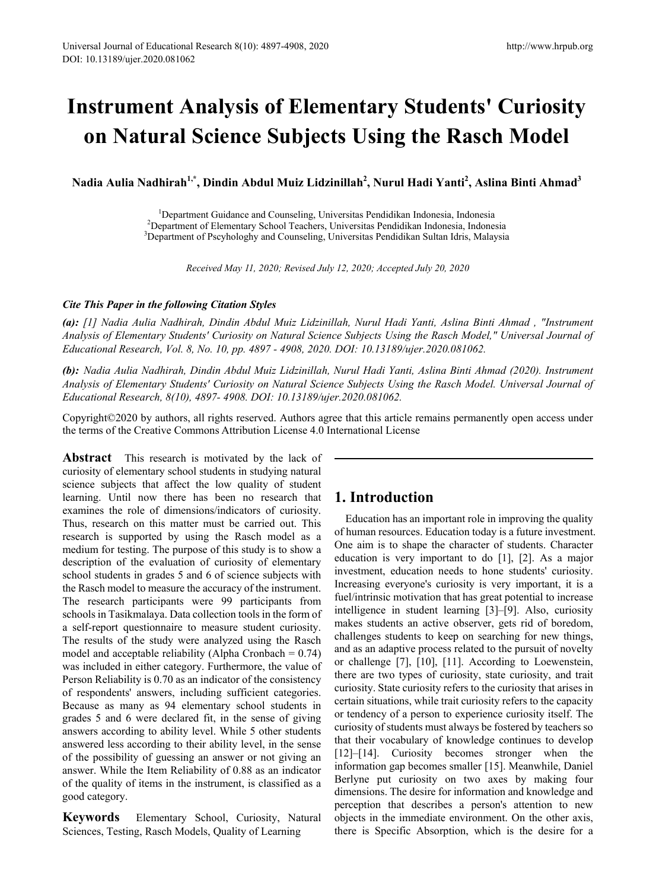# Instrument Analysis of Elementary Students' Curiosity on Natural Science Subjects Using the Rasch Model

**Nadia Aulia Nadhirah[1,*], Dindin Abdul Muiz Lidzinillah[2], Nurul Hadi Yanti[2], Aslina Binti Ahmad[3]**

[1]Department Guidance and Counseling, Universitas Pendidikan Indonesia, Indonesia
[2]Department of Elementary School Teachers, Universitas Pendidikan Indonesia, Indonesia
[3]Department of Pscyhologhy and Counseling, Universitas Pendidikan Sultan Idris, Malaysia

*Received May 11, 2020; Revised July 12, 2020; Accepted July 20, 2020*

***Cite This Paper in the following Citation Styles***

***(a):*** *[1] Nadia Aulia Nadhirah, Dindin Abdul Muiz Lidzinillah, Nurul Hadi Yanti, Aslina Binti Ahmad , "Instrument Analysis of Elementary Students' Curiosity on Natural Science Subjects Using the Rasch Model," Universal Journal of Educational Research, Vol. 8, No. 10, pp. 4897 - 4908, 2020. DOI: 10.13189/ujer.2020.081062.*

***(b):*** *Nadia Aulia Nadhirah, Dindin Abdul Muiz Lidzinillah, Nurul Hadi Yanti, Aslina Binti Ahmad (2020). Instrument Analysis of Elementary Students' Curiosity on Natural Science Subjects Using the Rasch Model. Universal Journal of Educational Research, 8(10), 4897- 4908. DOI: 10.13189/ujer.2020.081062.*

Copyright©2020 by authors, all rights reserved. Authors agree that this article remains permanently open access under the terms of the Creative Commons Attribution License 4.0 International License

**Abstract** This research is motivated by the lack of curiosity of elementary school students in studying natural science subjects that affect the low quality of student learning. Until now there has been no research that examines the role of dimensions/indicators of curiosity. Thus, research on this matter must be carried out. This research is supported by using the Rasch model as a medium for testing. The purpose of this study is to show a description of the evaluation of curiosity of elementary school students in grades 5 and 6 of science subjects with the Rasch model to measure the accuracy of the instrument. The research participants were 99 participants from schools in Tasikmalaya. Data collection tools in the form of a self-report questionnaire to measure student curiosity. The results of the study were analyzed using the Rasch model and acceptable reliability (Alpha Cronbach = 0.74) was included in either category. Furthermore, the value of Person Reliability is 0.70 as an indicator of the consistency of respondents' answers, including sufficient categories. Because as many as 94 elementary school students in grades 5 and 6 were declared fit, in the sense of giving answers according to ability level. While 5 other students answered less according to their ability level, in the sense of the possibility of guessing an answer or not giving an answer. While the Item Reliability of 0.88 as an indicator of the quality of items in the instrument, is classified as a good category.

**Keywords** Elementary School, Curiosity, Natural Sciences, Testing, Rasch Models, Quality of Learning

## 1. Introduction

Education has an important role in improving the quality of human resources. Education today is a future investment. One aim is to shape the character of students. Character education is very important to do [1], [2]. As a major investment, education needs to hone students' curiosity. Increasing everyone's curiosity is very important, it is a fuel/intrinsic motivation that has great potential to increase intelligence in student learning [3]–[9]. Also, curiosity makes students an active observer, gets rid of boredom, challenges students to keep on searching for new things, and as an adaptive process related to the pursuit of novelty or challenge [7], [10], [11]. According to Loewenstein, there are two types of curiosity, state curiosity, and trait curiosity. State curiosity refers to the curiosity that arises in certain situations, while trait curiosity refers to the capacity or tendency of a person to experience curiosity itself. The curiosity of students must always be fostered by teachers so that their vocabulary of knowledge continues to develop [12]–[14]. Curiosity becomes stronger when the information gap becomes smaller [15]. Meanwhile, Daniel Berlyne put curiosity on two axes by making four dimensions. The desire for information and knowledge and perception that describes a person's attention to new objects in the immediate environment. On the other axis, there is Specific Absorption, which is the desire for a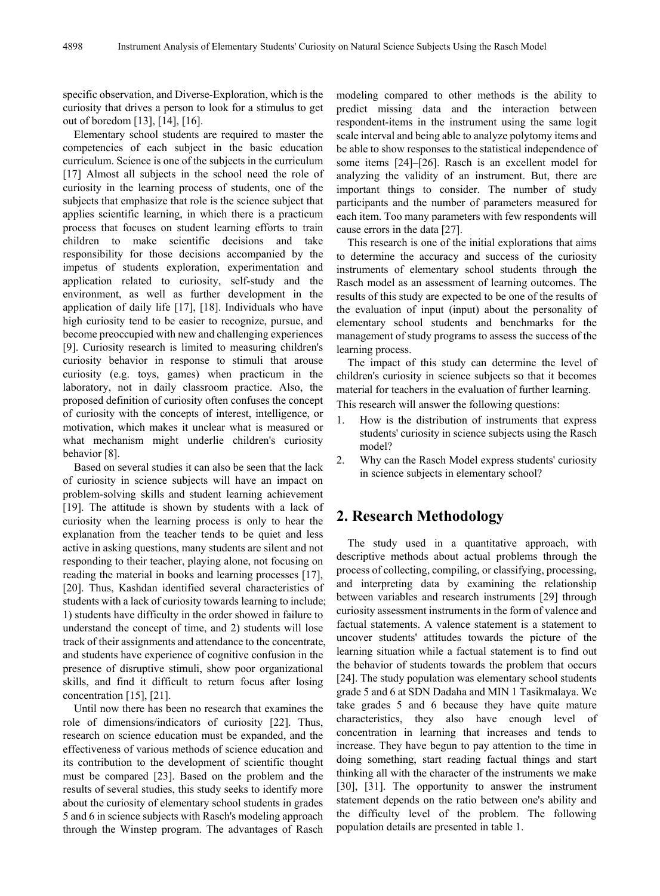specific observation, and Diverse-Exploration, which is the curiosity that drives a person to look for a stimulus to get out of boredom [13], [14], [16].

Elementary school students are required to master the competencies of each subject in the basic education curriculum. Science is one of the subjects in the curriculum [17] Almost all subjects in the school need the role of curiosity in the learning process of students, one of the subjects that emphasize that role is the science subject that applies scientific learning, in which there is a practicum process that focuses on student learning efforts to train children to make scientific decisions and take responsibility for those decisions accompanied by the impetus of students exploration, experimentation and application related to curiosity, self-study and the environment, as well as further development in the application of daily life [17], [18]. Individuals who have high curiosity tend to be easier to recognize, pursue, and become preoccupied with new and challenging experiences [9]. Curiosity research is limited to measuring children's curiosity behavior in response to stimuli that arouse curiosity (e.g. toys, games) when practicum in the laboratory, not in daily classroom practice. Also, the proposed definition of curiosity often confuses the concept of curiosity with the concepts of interest, intelligence, or motivation, which makes it unclear what is measured or what mechanism might underlie children's curiosity behavior [8].

Based on several studies it can also be seen that the lack of curiosity in science subjects will have an impact on problem-solving skills and student learning achievement [19]. The attitude is shown by students with a lack of curiosity when the learning process is only to hear the explanation from the teacher tends to be quiet and less active in asking questions, many students are silent and not responding to their teacher, playing alone, not focusing on reading the material in books and learning processes [17], [20]. Thus, Kashdan identified several characteristics of students with a lack of curiosity towards learning to include; 1) students have difficulty in the order showed in failure to understand the concept of time, and 2) students will lose track of their assignments and attendance to the concentrate, and students have experience of cognitive confusion in the presence of disruptive stimuli, show poor organizational skills, and find it difficult to return focus after losing concentration [15], [21].

Until now there has been no research that examines the role of dimensions/indicators of curiosity [22]. Thus, research on science education must be expanded, and the effectiveness of various methods of science education and its contribution to the development of scientific thought must be compared [23]. Based on the problem and the results of several studies, this study seeks to identify more about the curiosity of elementary school students in grades 5 and 6 in science subjects with Rasch's modeling approach through the Winstep program. The advantages of Rasch modeling compared to other methods is the ability to predict missing data and the interaction between respondent-items in the instrument using the same logit scale interval and being able to analyze polytomy items and be able to show responses to the statistical independence of some items [24]–[26]. Rasch is an excellent model for analyzing the validity of an instrument. But, there are important things to consider. The number of study participants and the number of parameters measured for each item. Too many parameters with few respondents will cause errors in the data [27].

This research is one of the initial explorations that aims to determine the accuracy and success of the curiosity instruments of elementary school students through the Rasch model as an assessment of learning outcomes. The results of this study are expected to be one of the results of the evaluation of input (input) about the personality of elementary school students and benchmarks for the management of study programs to assess the success of the learning process.

The impact of this study can determine the level of children's curiosity in science subjects so that it becomes material for teachers in the evaluation of further learning.

This research will answer the following questions:

1. How is the distribution of instruments that express students' curiosity in science subjects using the Rasch model?
2. Why can the Rasch Model express students' curiosity in science subjects in elementary school?

## 2. Research Methodology

The study used in a quantitative approach, with descriptive methods about actual problems through the process of collecting, compiling, or classifying, processing, and interpreting data by examining the relationship between variables and research instruments [29] through curiosity assessment instruments in the form of valence and factual statements. A valence statement is a statement to uncover students' attitudes towards the picture of the learning situation while a factual statement is to find out the behavior of students towards the problem that occurs [24]. The study population was elementary school students grade 5 and 6 at SDN Dadaha and MIN 1 Tasikmalaya. We take grades 5 and 6 because they have quite mature characteristics, they also have enough level of concentration in learning that increases and tends to increase. They have begun to pay attention to the time in doing something, start reading factual things and start thinking all with the character of the instruments we make [30], [31]. The opportunity to answer the instrument statement depends on the ratio between one's ability and the difficulty level of the problem. The following population details are presented in table 1.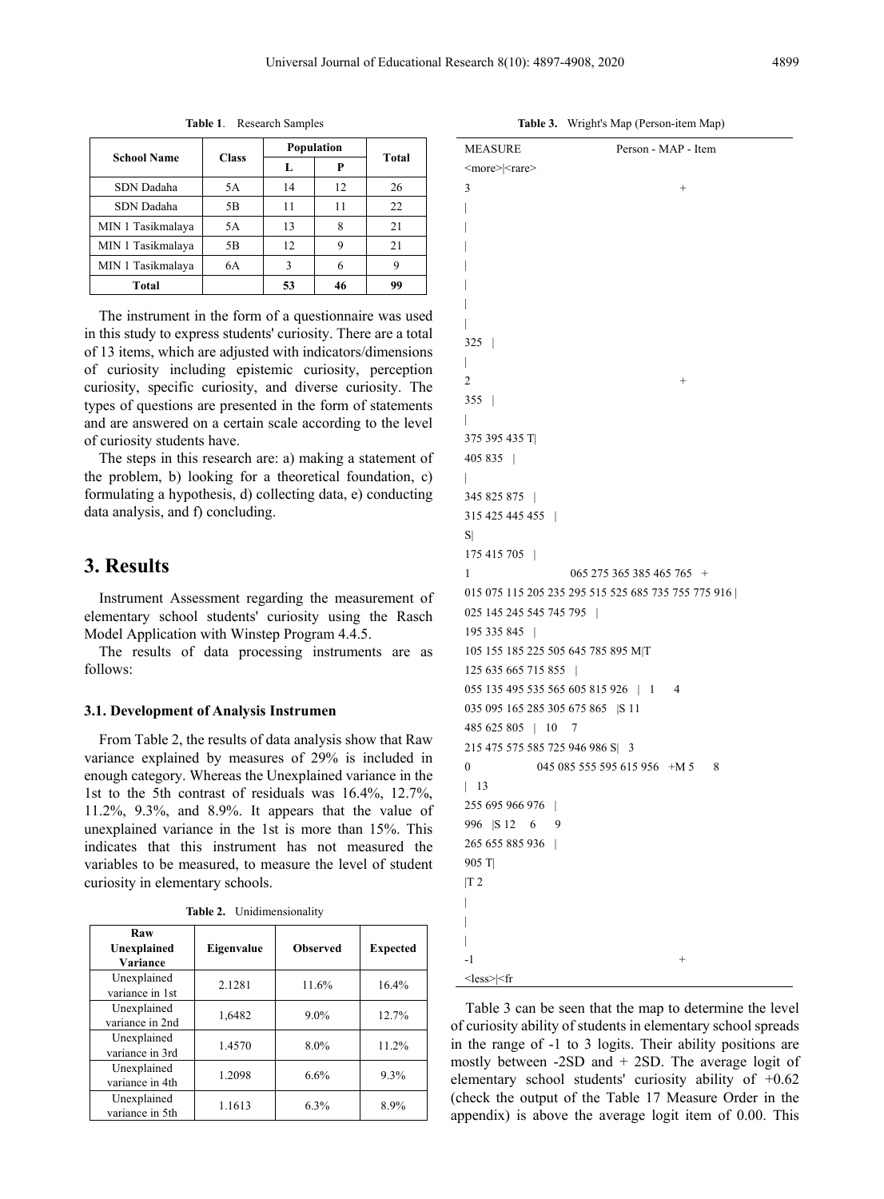**Table 1**. Research Samples

| School Name | Class | Population | | Total |
|---|---|---|---|---|
| | | L | P | |
| SDN Dadaha | 5A | 14 | 12 | 26 |
| SDN Dadaha | 5B | 11 | 11 | 22 |
| MIN 1 Tasikmalaya | 5A | 13 | 8 | 21 |
| MIN 1 Tasikmalaya | 5B | 12 | 9 | 21 |
| MIN 1 Tasikmalaya | 6A | 3 | 6 | 9 |
| **Total** | | **53** | **46** | **99** |

The instrument in the form of a questionnaire was used in this study to express students' curiosity. There are a total of 13 items, which are adjusted with indicators/dimensions of curiosity including epistemic curiosity, perception curiosity, specific curiosity, and diverse curiosity. The types of questions are presented in the form of statements and are answered on a certain scale according to the level of curiosity students have.

The steps in this research are: a) making a statement of the problem, b) looking for a theoretical foundation, c) formulating a hypothesis, d) collecting data, e) conducting data analysis, and f) concluding.

# 3. Results

Instrument Assessment regarding the measurement of elementary school students' curiosity using the Rasch Model Application with Winstep Program 4.4.5.

The results of data processing instruments are as follows:

### 3.1. Development of Analysis Instrumen

From Table 2, the results of data analysis show that Raw variance explained by measures of 29% is included in enough category. Whereas the Unexplained variance in the 1st to the 5th contrast of residuals was 16.4%, 12.7%, 11.2%, 9.3%, and 8.9%. It appears that the value of unexplained variance in the 1st is more than 15%. This indicates that this instrument has not measured the variables to be measured, to measure the level of student curiosity in elementary schools.

**Table 2.** Unidimensionality

| Raw Unexplained Variance | Eigenvalue | Observed | Expected |
|---|---|---|---|
| Unexplained variance in 1st | 2.1281 | 11.6% | 16.4% |
| Unexplained variance in 2nd | 1,6482 | 9.0% | 12.7% |
| Unexplained variance in 3rd | 1.4570 | 8.0% | 11.2% |
| Unexplained variance in 4th | 1.2098 | 6.6% | 9.3% |
| Unexplained variance in 5th | 1.1613 | 6.3% | 8.9% |

**Table 3.** Wright's Map (Person-item Map)

```
MEASURE                    Person - MAP - Item
<more>|<rare>
3                                          +
|
|
|
|
|
|
|
325   |
|
2                                          +
355   |
|
375 395 435 T|
405 835   |
|
345 825 875   |
315 425 445 455   |
S|
175 415 705   |
1                      065 275 365 385 465 765   +
015 075 115 205 235 295 515 525 685 735 755 775 916 |
025 145 245 545 745 795   |
195 335 845   |
105 155 185 225 505 645 785 895 M|T
125 635 665 715 855   |
055 135 495 535 565 605 815 926   |  1     4
035 095 165 285 305 675 865   |S 11
485 625 805   |  10    7
215 475 575 585 725 946 986 S|  3
0                  045 085 555 595 615 956   +M 5      8
|  13
255 695 966 976   |
996   |S 12    6     9
265 655 885 936   |
905 T|
|T 2
|
|
|
-1                                         +
<less>|<fr
```

Table 3 can be seen that the map to determine the level of curiosity ability of students in elementary school spreads in the range of -1 to 3 logits. Their ability positions are mostly between -2SD and + 2SD. The average logit of elementary school students' curiosity ability of +0.62 (check the output of the Table 17 Measure Order in the appendix) is above the average logit item of 0.00. This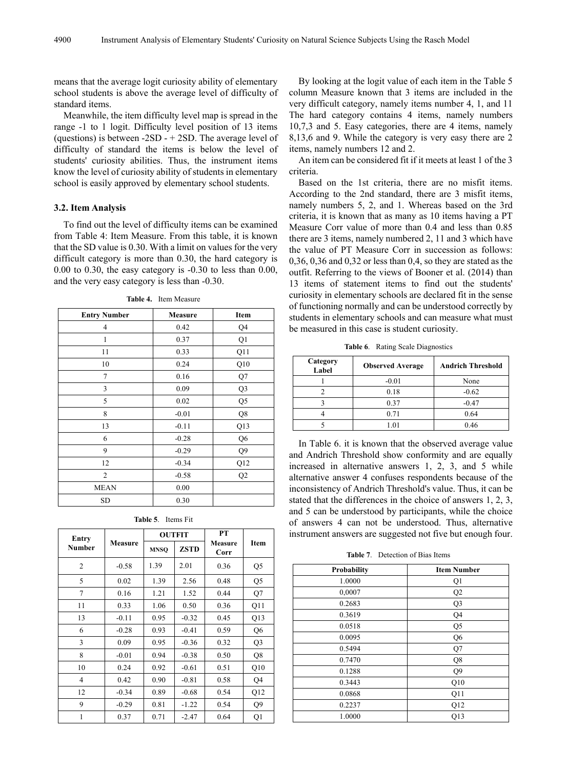means that the average logit curiosity ability of elementary school students is above the average level of difficulty of standard items.

Meanwhile, the item difficulty level map is spread in the range -1 to 1 logit. Difficulty level position of 13 items (questions) is between -2SD - + 2SD. The average level of difficulty of standard the items is below the level of students' curiosity abilities. Thus, the instrument items know the level of curiosity ability of students in elementary school is easily approved by elementary school students.

### 3.2. Item Analysis

To find out the level of difficulty items can be examined from Table 4: Item Measure. From this table, it is known that the SD value is 0.30. With a limit on values for the very difficult category is more than 0.30, the hard category is 0.00 to 0.30, the easy category is -0.30 to less than 0.00, and the very easy category is less than -0.30.

**Table 4.** Item Measure

| Entry Number | Measure | Item |
|---|---|---|
| 4 | 0.42 | Q4 |
| 1 | 0.37 | Q1 |
| 11 | 0.33 | Q11 |
| 10 | 0.24 | Q10 |
| 7 | 0.16 | Q7 |
| 3 | 0.09 | Q3 |
| 5 | 0.02 | Q5 |
| 8 | -0.01 | Q8 |
| 13 | -0.11 | Q13 |
| 6 | -0.28 | Q6 |
| 9 | -0.29 | Q9 |
| 12 | -0.34 | Q12 |
| 2 | -0.58 | Q2 |
| MEAN | 0.00 | |
| SD | 0.30 | |

**Table 5**. Items Fit

| Entry Number | Measure | OUTFIT | | PT Measure Corr | Item |
|---|---|---|---|---|---|
| | | MNSQ | ZSTD | | |
| 2 | -0.58 | 1.39 | 2.01 | 0.36 | Q5 |
| 5 | 0.02 | 1.39 | 2.56 | 0.48 | Q5 |
| 7 | 0.16 | 1.21 | 1.52 | 0.44 | Q7 |
| 11 | 0.33 | 1.06 | 0.50 | 0.36 | Q11 |
| 13 | -0.11 | 0.95 | -0.32 | 0.45 | Q13 |
| 6 | -0.28 | 0.93 | -0.41 | 0.59 | Q6 |
| 3 | 0.09 | 0.95 | -0.36 | 0.32 | Q3 |
| 8 | -0.01 | 0.94 | -0.38 | 0.50 | Q8 |
| 10 | 0.24 | 0.92 | -0.61 | 0.51 | Q10 |
| 4 | 0.42 | 0.90 | -0.81 | 0.58 | Q4 |
| 12 | -0.34 | 0.89 | -0.68 | 0.54 | Q12 |
| 9 | -0.29 | 0.81 | -1.22 | 0.54 | Q9 |
| 1 | 0.37 | 0.71 | -2.47 | 0.64 | Q1 |

By looking at the logit value of each item in the Table 5 column Measure known that 3 items are included in the very difficult category, namely items number 4, 1, and 11 The hard category contains 4 items, namely numbers 10,7,3 and 5. Easy categories, there are 4 items, namely 8,13,6 and 9. While the category is very easy there are 2 items, namely numbers 12 and 2.

An item can be considered fit if it meets at least 1 of the 3 criteria.

Based on the 1st criteria, there are no misfit items. According to the 2nd standard, there are 3 misfit items, namely numbers 5, 2, and 1. Whereas based on the 3rd criteria, it is known that as many as 10 items having a PT Measure Corr value of more than 0.4 and less than 0.85 there are 3 items, namely numbered 2, 11 and 3 which have the value of PT Measure Corr in succession as follows: 0,36, 0,36 and 0,32 or less than 0,4, so they are stated as the outfit. Referring to the views of Booner et al. (2014) than 13 items of statement items to find out the students' curiosity in elementary schools are declared fit in the sense of functioning normally and can be understood correctly by students in elementary schools and can measure what must be measured in this case is student curiosity.

**Table 6**. Rating Scale Diagnostics

| Category Label | Observed Average | Andrich Threshold |
|---|---|---|
| 1 | -0.01 | None |
| 2 | 0.18 | -0.62 |
| 3 | 0.37 | -0.47 |
| 4 | 0.71 | 0.64 |
| 5 | 1.01 | 0.46 |

In Table 6. it is known that the observed average value and Andrich Threshold show conformity and are equally increased in alternative answers 1, 2, 3, and 5 while alternative answer 4 confuses respondents because of the inconsistency of Andrich Threshold's value. Thus, it can be stated that the differences in the choice of answers 1, 2, 3, and 5 can be understood by participants, while the choice of answers 4 can not be understood. Thus, alternative instrument answers are suggested not five but enough four.

**Table 7**. Detection of Bias Items

| Probability | Item Number |
|---|---|
| 1.0000 | Q1 |
| 0,0007 | Q2 |
| 0.2683 | Q3 |
| 0.3619 | Q4 |
| 0.0518 | Q5 |
| 0.0095 | Q6 |
| 0.5494 | Q7 |
| 0.7470 | Q8 |
| 0.1288 | Q9 |
| 0.3443 | Q10 |
| 0.0868 | Q11 |
| 0.2237 | Q12 |
| 1.0000 | Q13 |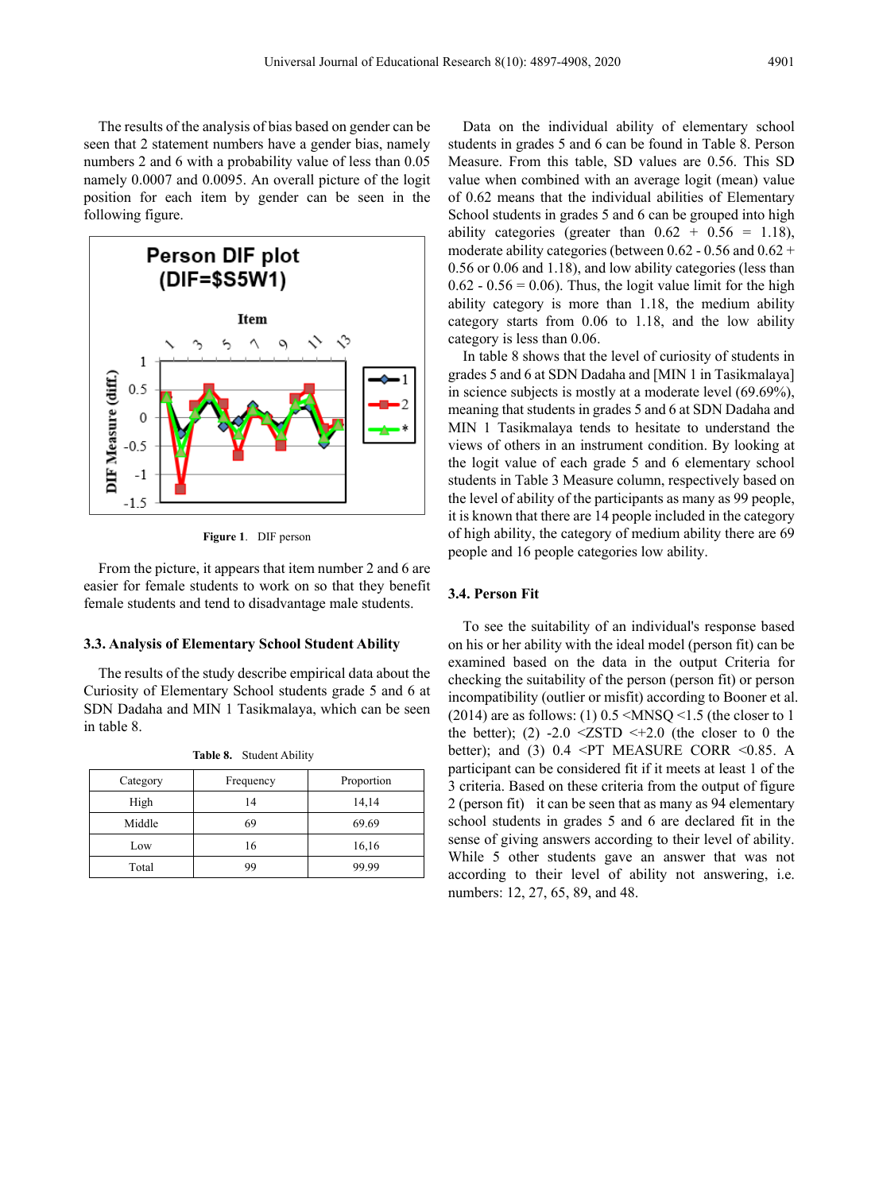The results of the analysis of bias based on gender can be seen that 2 statement numbers have a gender bias, namely numbers 2 and 6 with a probability value of less than 0.05 namely 0.0007 and 0.0095. An overall picture of the logit position for each item by gender can be seen in the following figure.

**Figure 1**. DIF person

From the picture, it appears that item number 2 and 6 are easier for female students to work on so that they benefit female students and tend to disadvantage male students.

### 3.3. Analysis of Elementary School Student Ability

The results of the study describe empirical data about the Curiosity of Elementary School students grade 5 and 6 at SDN Dadaha and MIN 1 Tasikmalaya, which can be seen in table 8.

**Table 8.** Student Ability

| Category | Frequency | Proportion |
|---|---|---|
| High | 14 | 14,14 |
| Middle | 69 | 69.69 |
| Low | 16 | 16,16 |
| Total | 99 | 99.99 |

Data on the individual ability of elementary school students in grades 5 and 6 can be found in Table 8. Person Measure. From this table, SD values are 0.56. This SD value when combined with an average logit (mean) value of 0.62 means that the individual abilities of Elementary School students in grades 5 and 6 can be grouped into high ability categories (greater than 0.62 + 0.56 = 1.18), moderate ability categories (between 0.62 - 0.56 and 0.62 + 0.56 or 0.06 and 1.18), and low ability categories (less than 0.62 - 0.56 = 0.06). Thus, the logit value limit for the high ability category is more than 1.18, the medium ability category starts from 0.06 to 1.18, and the low ability category is less than 0.06.

In table 8 shows that the level of curiosity of students in grades 5 and 6 at SDN Dadaha and [MIN 1 in Tasikmalaya] in science subjects is mostly at a moderate level (69.69%), meaning that students in grades 5 and 6 at SDN Dadaha and MIN 1 Tasikmalaya tends to hesitate to understand the views of others in an instrument condition. By looking at the logit value of each grade 5 and 6 elementary school students in Table 3 Measure column, respectively based on the level of ability of the participants as many as 99 people, it is known that there are 14 people included in the category of high ability, the category of medium ability there are 69 people and 16 people categories low ability.

### 3.4. Person Fit

To see the suitability of an individual's response based on his or her ability with the ideal model (person fit) can be examined based on the data in the output Criteria for checking the suitability of the person (person fit) or person incompatibility (outlier or misfit) according to Booner et al. (2014) are as follows: (1) 0.5 <MNSQ <1.5 (the closer to 1 the better); (2) -2.0 <ZSTD <+2.0 (the closer to 0 the better); and (3) 0.4 <PT MEASURE CORR <0.85. A participant can be considered fit if it meets at least 1 of the 3 criteria. Based on these criteria from the output of figure 2 (person fit) it can be seen that as many as 94 elementary school students in grades 5 and 6 are declared fit in the sense of giving answers according to their level of ability. While 5 other students gave an answer that was not according to their level of ability not answering, i.e. numbers: 12, 27, 65, 89, and 48.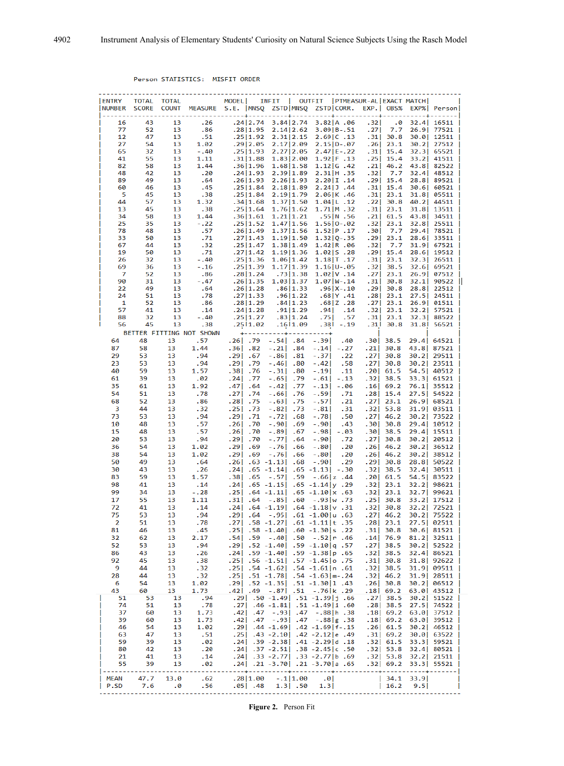Person STATISTICS: MISFIT ORDER

| ENTRY NUMBER | TOTAL SCORE | TOTAL COUNT | MEASURE | MODEL S.E. | INFIT MNSQ | INFIT ZSTD | OUTFIT MNSQ | OUTFIT ZSTD | PTMEASUR-AL CORR. | PTMEASUR-AL EXP. | EXACT MATCH OBS% | EXACT MATCH EXP% | Person |
|---|---|---|---|---|---|---|---|---|---|---|---|---|---|
| 16 | 43 | 13 | .26 | .24 | 2.74 | 3.84 | 2.74 | 3.82 | A .06 | .32 | .0 | 32.4 | 16511 |
| 77 | 52 | 13 | .86 | .28 | 1.95 | 2.14 | 2.62 | 3.09 | B -.51 | .27 | 7.7 | 26.9 | 77521 |
| 12 | 47 | 13 | .51 | .25 | 1.92 | 2.31 | 2.15 | 2.69 | C .13 | .31 | 30.8 | 30.0 | 12511 |
| 27 | 54 | 13 | 1.02 | .29 | 2.05 | 2.17 | 2.09 | 2.15 | D -.07 | .26 | 23.1 | 30.2 | 27512 |
| 65 | 32 | 13 | -.40 | .25 | 1.93 | 2.27 | 2.05 | 2.47 | E -.22 | .31 | 15.4 | 32.3 | 65521 |
| 41 | 55 | 13 | 1.11 | .31 | 1.88 | 1.83 | 2.00 | 1.92 | F .13 | .25 | 15.4 | 33.2 | 41511 |
| 82 | 58 | 13 | 1.44 | .36 | 1.96 | 1.68 | 1.58 | 1.12 | G .42 | .21 | 46.2 | 43.8 | 82522 |
| 48 | 42 | 13 | .20 | .24 | 1.93 | 2.39 | 1.89 | 2.31 | H .35 | .32 | 7.7 | 32.4 | 48512 |
| 89 | 49 | 13 | .64 | .26 | 1.93 | 2.26 | 1.93 | 2.20 | I .14 | .29 | 15.4 | 28.8 | 89521 |
| 60 | 46 | 13 | .45 | .25 | 1.84 | 2.18 | 1.89 | 2.24 | J .44 | .31 | 15.4 | 30.6 | 60521 |
| 5 | 45 | 13 | .38 | .25 | 1.84 | 2.19 | 1.79 | 2.06 | K .46 | .31 | 23.1 | 31.8 | 05511 |
| 44 | 57 | 13 | 1.32 | .34 | 1.68 | 1.37 | 1.50 | 1.04 | L .12 | .22 | 30.8 | 40.2 | 44511 |
| 13 | 45 | 13 | .38 | .25 | 1.64 | 1.76 | 1.62 | 1.71 | M .32 | .31 | 23.1 | 31.8 | 13511 |
| 34 | 58 | 13 | 1.44 | .36 | 1.61 | 1.21 | 1.21 | .55 | N .56 | .21 | 61.5 | 43.8 | 34511 |
| 25 | 35 | 13 | -.22 | .25 | 1.52 | 1.47 | 1.56 | 1.56 | O -.02 | .32 | 23.1 | 32.8 | 25511 |
| 78 | 48 | 13 | .57 | .26 | 1.49 | 1.37 | 1.56 | 1.52 | P .17 | .30 | 7.7 | 29.4 | 78521 |
| 33 | 50 | 13 | .71 | .27 | 1.43 | 1.19 | 1.50 | 1.32 | Q -.35 | .29 | 23.1 | 28.6 | 33511 |
| 67 | 44 | 13 | .32 | .25 | 1.47 | 1.38 | 1.49 | 1.42 | R .06 | .32 | 7.7 | 31.9 | 67521 |
| 19 | 50 | 13 | .71 | .27 | 1.42 | 1.19 | 1.36 | 1.02 | S .28 | .29 | 15.4 | 28.6 | 19512 |
| 26 | 32 | 13 | -.40 | .25 | 1.36 | 1.06 | 1.42 | 1.18 | T .17 | .31 | 23.1 | 32.3 | 26511 |
| 69 | 36 | 13 | -.16 | .25 | 1.39 | 1.17 | 1.39 | 1.16 | U -.05 | .32 | 38.5 | 32.6 | 69521 |
| 7 | 52 | 13 | .86 | .28 | 1.24 | .73 | 1.38 | 1.02 | V .14 | .27 | 23.1 | 26.9 | 07512 |
| 90 | 31 | 13 | -.47 | .26 | 1.35 | 1.03 | 1.37 | 1.07 | W -.14 | .31 | 30.8 | 32.1 | 90522 |
| 22 | 49 | 13 | .64 | .26 | 1.28 | .86 | 1.33 | .96 | X -.10 | .29 | 30.8 | 28.8 | 22512 |
| 24 | 51 | 13 | .78 | .27 | 1.33 | .96 | 1.22 | .68 | Y .41 | .28 | 23.1 | 27.5 | 24511 |
| 1 | 52 | 13 | .86 | .28 | 1.29 | .84 | 1.23 | .68 | Z .28 | .27 | 23.1 | 26.9 | 01511 |
| 57 | 41 | 13 | .14 | .24 | 1.28 | .91 | 1.29 | .94 | .14 | .32 | 23.1 | 32.2 | 57521 |
| 88 | 32 | 13 | -.40 | .25 | 1.27 | .83 | 1.24 | .75 | .57 | .31 | 23.1 | 32.3 | 88522 |
| 56 | 45 | 13 | .38 | .25 | 1.02 | .16 | 1.09 | .38 | -.19 | .31 | 30.8 | 31.8 | 56521 |
| BETTER FITTING NOT SHOWN | | | | | | | | | | | | | |
| 64 | 48 | 13 | .57 | .26 | .79 | -.54 | .84 | -.39 | .40 | .30 | 38.5 | 29.4 | 64521 |
| 87 | 58 | 13 | 1.44 | .36 | .82 | -.21 | .84 | -.14 | -.27 | .21 | 30.8 | 43.8 | 87521 |
| 29 | 53 | 13 | .94 | .29 | .67 | -.86 | .81 | -.37 | .22 | .27 | 30.8 | 30.2 | 29511 |
| 23 | 53 | 13 | .94 | .29 | .79 | -.46 | .80 | -.42 | .58 | .27 | 30.8 | 30.2 | 23511 |
| 40 | 59 | 13 | 1.57 | .38 | .76 | -.31 | .80 | -.19 | .11 | .20 | 61.5 | 54.5 | 40512 |
| 61 | 39 | 13 | .02 | .24 | .77 | -.65 | .79 | -.61 | -.13 | .32 | 38.5 | 33.3 | 61521 |
| 35 | 61 | 13 | 1.92 | .47 | .64 | -.42 | .77 | -.13 | -.06 | .16 | 69.2 | 76.1 | 35512 |
| 54 | 51 | 13 | .78 | .27 | .74 | -.66 | .76 | -.59 | .71 | .28 | 15.4 | 27.5 | 54522 |
| 68 | 52 | 13 | .86 | .28 | .75 | -.63 | .75 | -.57 | .21 | .27 | 23.1 | 26.9 | 68521 |
| 3 | 44 | 13 | .32 | .25 | .73 | -.82 | .73 | -.81 | .31 | .32 | 53.8 | 31.9 | 03511 |
| 73 | 53 | 13 | .94 | .29 | .71 | -.72 | .68 | -.78 | .50 | .27 | 46.2 | 30.2 | 73522 |
| 10 | 48 | 13 | .57 | .26 | .70 | -.90 | .69 | -.90 | .43 | .30 | 30.8 | 29.4 | 10512 |
| 15 | 48 | 13 | .57 | .26 | .70 | -.89 | .67 | -.98 | -.03 | .30 | 38.5 | 29.4 | 15511 |
| 20 | 53 | 13 | .94 | .29 | .70 | -.77 | .64 | -.90 | .72 | .27 | 30.8 | 30.2 | 20512 |
| 36 | 54 | 13 | 1.02 | .29 | .69 | -.76 | .66 | -.80 | .20 | .26 | 46.2 | 30.2 | 36512 |
| 38 | 54 | 13 | 1.02 | .29 | .69 | -.76 | .66 | -.80 | .20 | .26 | 46.2 | 30.2 | 38512 |
| 50 | 49 | 13 | .64 | .26 | .63 | -1.13 | .68 | -.90 | .29 | .29 | 30.8 | 28.8 | 50522 |
| 30 | 43 | 13 | .26 | .24 | .65 | -1.14 | .65 | -1.13 | -.30 | .32 | 38.5 | 32.4 | 30511 |
| 83 | 59 | 13 | 1.57 | .38 | .65 | -.57 | .59 | -.66 | z .44 | .20 | 61.5 | 54.5 | 83522 |
| 98 | 41 | 13 | .14 | .24 | .65 | -1.15 | .65 | -1.14 | y .29 | .32 | 23.1 | 32.2 | 98621 |
| 99 | 34 | 13 | -.28 | .25 | .64 | -1.11 | .65 | -1.10 | x .63 | .32 | 23.1 | 32.7 | 99621 |
| 17 | 55 | 13 | 1.11 | .31 | .64 | -.85 | .60 | -.93 | w .73 | .25 | 30.8 | 33.2 | 17512 |
| 72 | 41 | 13 | .14 | .24 | .64 | -1.19 | .64 | -1.18 | v .31 | .32 | 30.8 | 32.2 | 72521 |
| 75 | 53 | 13 | .94 | .29 | .64 | -.95 | .61 | -1.00 | u .63 | .27 | 46.2 | 30.2 | 75522 |
| 2 | 51 | 13 | .78 | .27 | .58 | -1.27 | .61 | -1.11 | t .35 | .28 | 23.1 | 27.5 | 02511 |
| 81 | 46 | 13 | .45 | .25 | .58 | -1.40 | .60 | -1.30 | s .22 | .31 | 30.8 | 30.6 | 81521 |
| 32 | 62 | 13 | 2.17 | .54 | .59 | -.40 | .50 | -.52 | r .46 | .14 | 76.9 | 81.2 | 32511 |
| 52 | 53 | 13 | .94 | .29 | .52 | -1.40 | .59 | -1.10 | q .57 | .27 | 38.5 | 30.2 | 52522 |
| 86 | 43 | 13 | .26 | .24 | .59 | -1.40 | .59 | -1.38 | p .65 | .32 | 38.5 | 32.4 | 86521 |
| 92 | 45 | 13 | .38 | .25 | .56 | -1.51 | .57 | -1.45 | o .75 | .31 | 30.8 | 31.8 | 92622 |
| 9 | 44 | 13 | .32 | .25 | .54 | -1.62 | .54 | -1.61 | n .61 | .32 | 38.5 | 31.9 | 09511 |
| 28 | 44 | 13 | .32 | .25 | .51 | -1.78 | .54 | -1.63 | m -.24 | .32 | 46.2 | 31.9 | 28511 |
| 6 | 54 | 13 | 1.02 | .29 | .52 | -1.35 | .51 | -1.30 | l .43 | .26 | 30.8 | 30.2 | 06512 |
| 43 | 60 | 13 | 1.73 | .42 | .49 | -.87 | .51 | -.76 | k .29 | .18 | 69.2 | 63.0 | 43512 |
| 51 | 53 | 13 | .94 | .29 | .50 | -1.49 | .51 | -1.39 | j .66 | .27 | 38.5 | 30.2 | 51522 |
| 74 | 51 | 13 | .78 | .27 | .46 | -1.81 | .51 | -1.49 | i .60 | .28 | 38.5 | 27.5 | 74522 |
| 37 | 60 | 13 | 1.73 | .42 | .47 | -.93 | .47 | -.88 | h .38 | .18 | 69.2 | 63.0 | 37512 |
| 39 | 60 | 13 | 1.73 | .42 | .47 | -.93 | .47 | -.88 | g .38 | .18 | 69.2 | 63.0 | 39512 |
| 46 | 54 | 13 | 1.02 | .29 | .44 | -1.69 | .42 | -1.69 | f -.15 | .26 | 61.5 | 30.2 | 46512 |
| 63 | 47 | 13 | .51 | .25 | .43 | -2.10 | .42 | -2.12 | e .49 | .31 | 69.2 | 30.0 | 63522 |
| 59 | 39 | 13 | .02 | .24 | .39 | -2.38 | .41 | -2.29 | d .18 | .32 | 61.5 | 33.3 | 59521 |
| 80 | 42 | 13 | .20 | .24 | .37 | -2.51 | .38 | -2.45 | c .50 | .32 | 53.8 | 32.4 | 80521 |
| 21 | 41 | 13 | .14 | .24 | .33 | -2.77 | .33 | -2.77 | b .69 | .32 | 53.8 | 32.2 | 21511 |
| 55 | 39 | 13 | .02 | .24 | .21 | -3.70 | .21 | -3.70 | a .65 | .32 | 69.2 | 33.3 | 55521 |
| MEAN | 47.7 | 13.0 | .62 | .28 | 1.00 | -.1 | 1.00 | .0 | | | 34.1 | 33.9 | |
| P.SD | 7.6 | .0 | .56 | .05 | .48 | 1.3 | .50 | 1.3 | | | 16.2 | 9.5 | |

**Figure 2.** Person Fit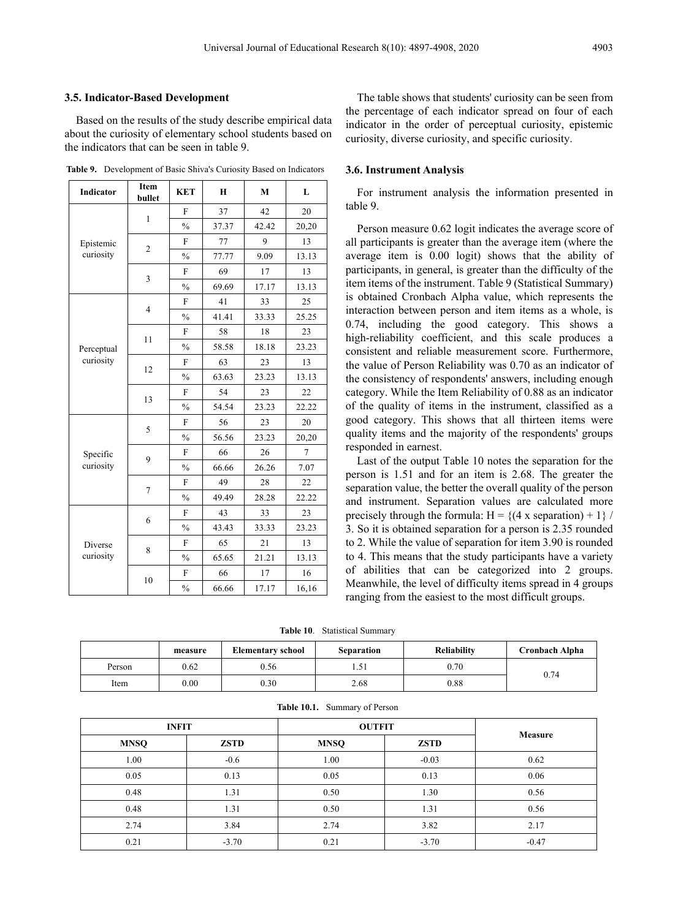### 3.5. Indicator-Based Development

Based on the results of the study describe empirical data about the curiosity of elementary school students based on the indicators that can be seen in table 9.

**Table 9.** Development of Basic Shiva's Curiosity Based on Indicators

| Indicator | Item bullet | KET | H | M | L |
|---|---|---|---|---|---|
| Epistemic curiosity | 1 | F | 37 | 42 | 20 |
| | | % | 37.37 | 42.42 | 20,20 |
| | 2 | F | 77 | 9 | 13 |
| | | % | 77.77 | 9.09 | 13.13 |
| | 3 | F | 69 | 17 | 13 |
| | | % | 69.69 | 17.17 | 13.13 |
| Perceptual curiosity | 4 | F | 41 | 33 | 25 |
| | | % | 41.41 | 33.33 | 25.25 |
| | 11 | F | 58 | 18 | 23 |
| | | % | 58.58 | 18.18 | 23.23 |
| | 12 | F | 63 | 23 | 13 |
| | | % | 63.63 | 23.23 | 13.13 |
| | 13 | F | 54 | 23 | 22 |
| | | % | 54.54 | 23.23 | 22.22 |
| Specific curiosity | 5 | F | 56 | 23 | 20 |
| | | % | 56.56 | 23.23 | 20,20 |
| | 9 | F | 66 | 26 | 7 |
| | | % | 66.66 | 26.26 | 7.07 |
| | 7 | F | 49 | 28 | 22 |
| | | % | 49.49 | 28.28 | 22.22 |
| Diverse curiosity | 6 | F | 43 | 33 | 23 |
| | | % | 43.43 | 33.33 | 23.23 |
| | 8 | F | 65 | 21 | 13 |
| | | % | 65.65 | 21.21 | 13.13 |
| | 10 | F | 66 | 17 | 16 |
| | | % | 66.66 | 17.17 | 16,16 |

The table shows that students' curiosity can be seen from the percentage of each indicator spread on four of each indicator in the order of perceptual curiosity, epistemic curiosity, diverse curiosity, and specific curiosity.

### 3.6. Instrument Analysis

For instrument analysis the information presented in table 9.

Person measure 0.62 logit indicates the average score of all participants is greater than the average item (where the average item is 0.00 logit) shows that the ability of participants, in general, is greater than the difficulty of the item items of the instrument. Table 9 (Statistical Summary) is obtained Cronbach Alpha value, which represents the interaction between person and item items as a whole, is 0.74, including the good category. This shows a high-reliability coefficient, and this scale produces a consistent and reliable measurement score. Furthermore, the value of Person Reliability was 0.70 as an indicator of the consistency of respondents' answers, including enough category. While the Item Reliability of 0.88 as an indicator of the quality of items in the instrument, classified as a good category. This shows that all thirteen items were quality items and the majority of the respondents' groups responded in earnest.

Last of the output Table 10 notes the separation for the person is 1.51 and for an item is 2.68. The greater the separation value, the better the overall quality of the person and instrument. Separation values are calculated more precisely through the formula: $H = \{(4 \times \text{separation}) + 1\} / 3$. So it is obtained separation for a person is 2.35 rounded to 2. While the value of separation for item 3.90 is rounded to 4. This means that the study participants have a variety of abilities that can be categorized into 2 groups. Meanwhile, the level of difficulty items spread in 4 groups ranging from the easiest to the most difficult groups.

**Table 10**. Statistical Summary

| | measure | Elementary school | Separation | Reliability | Cronbach Alpha |
|---|---|---|---|---|---|
| Person | 0.62 | 0.56 | 1.51 | 0.70 | 0.74 |
| Item | 0.00 | 0.30 | 2.68 | 0.88 | |

**Table 10.1.** Summary of Person

| INFIT | | OUTFIT | | Measure |
|---|---|---|---|---|
| MNSQ | ZSTD | MNSQ | ZSTD | |
| 1.00 | -0.6 | 1.00 | -0.03 | 0.62 |
| 0.05 | 0.13 | 0.05 | 0.13 | 0.06 |
| 0.48 | 1.31 | 0.50 | 1.30 | 0.56 |
| 0.48 | 1.31 | 0.50 | 1.31 | 0.56 |
| 2.74 | 3.84 | 2.74 | 3.82 | 2.17 |
| 0.21 | -3.70 | 0.21 | -3.70 | -0.47 |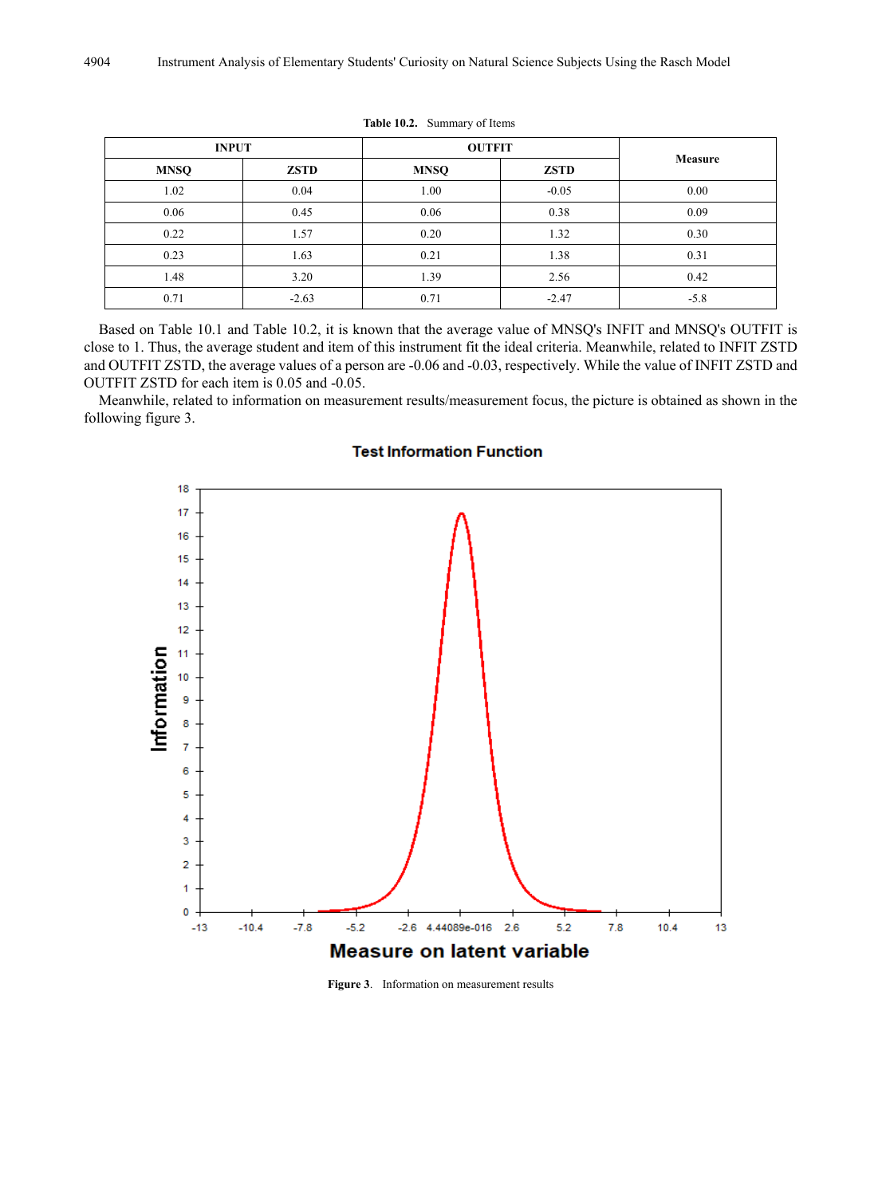**Table 10.2.** Summary of Items

| INPUT | | OUTFIT | | Measure |
|---|---|---|---|---|
| MNSQ | ZSTD | MNSQ | ZSTD | |
| 1.02 | 0.04 | 1.00 | -0.05 | 0.00 |
| 0.06 | 0.45 | 0.06 | 0.38 | 0.09 |
| 0.22 | 1.57 | 0.20 | 1.32 | 0.30 |
| 0.23 | 1.63 | 0.21 | 1.38 | 0.31 |
| 1.48 | 3.20 | 1.39 | 2.56 | 0.42 |
| 0.71 | -2.63 | 0.71 | -2.47 | -5.8 |

Based on Table 10.1 and Table 10.2, it is known that the average value of MNSQ's INFIT and MNSQ's OUTFIT is close to 1. Thus, the average student and item of this instrument fit the ideal criteria. Meanwhile, related to INFIT ZSTD and OUTFIT ZSTD, the average values of a person are -0.06 and -0.03, respectively. While the value of INFIT ZSTD and OUTFIT ZSTD for each item is 0.05 and -0.05.

Meanwhile, related to information on measurement results/measurement focus, the picture is obtained as shown in the following figure 3.

**Figure 3**. Information on measurement results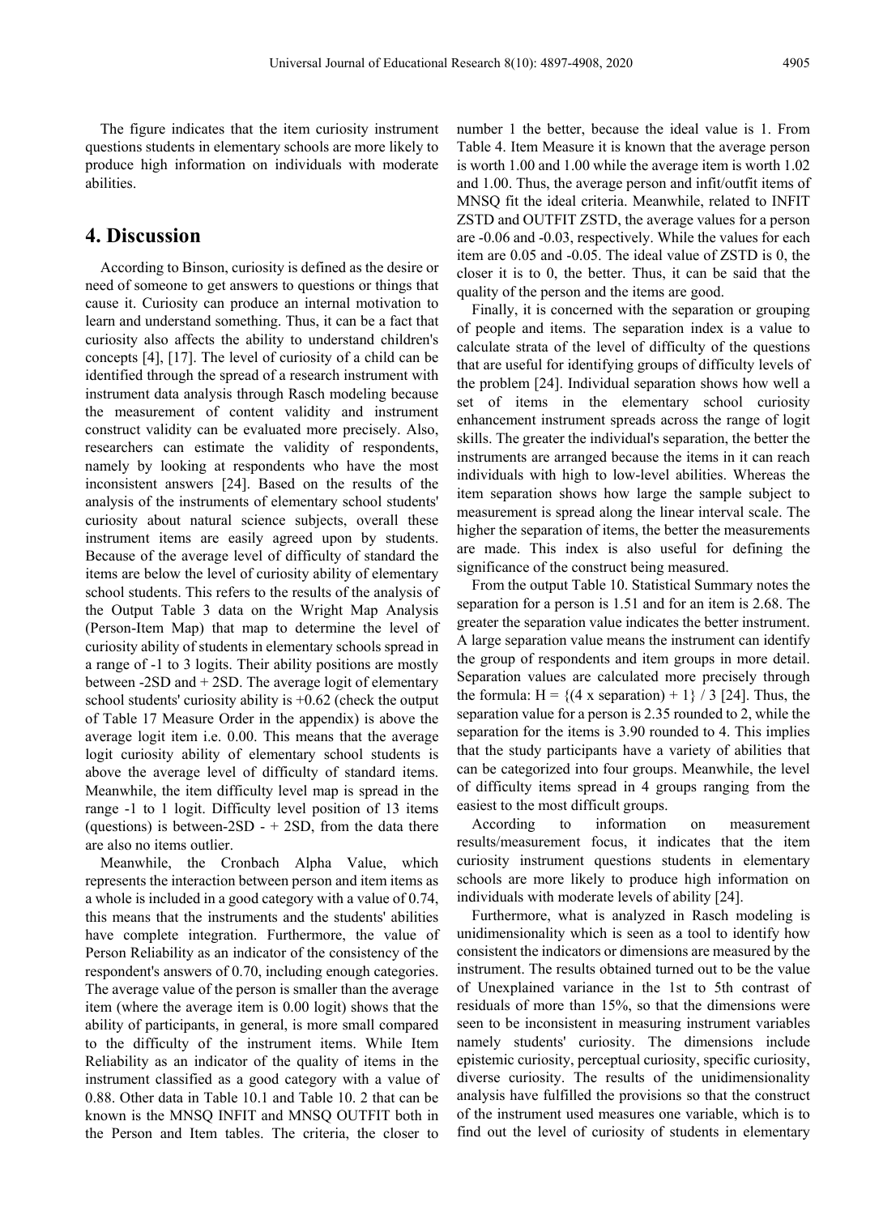The figure indicates that the item curiosity instrument questions students in elementary schools are more likely to produce high information on individuals with moderate abilities.

# 4. Discussion

According to Binson, curiosity is defined as the desire or need of someone to get answers to questions or things that cause it. Curiosity can produce an internal motivation to learn and understand something. Thus, it can be a fact that curiosity also affects the ability to understand children's concepts [4], [17]. The level of curiosity of a child can be identified through the spread of a research instrument with instrument data analysis through Rasch modeling because the measurement of content validity and instrument construct validity can be evaluated more precisely. Also, researchers can estimate the validity of respondents, namely by looking at respondents who have the most inconsistent answers [24]. Based on the results of the analysis of the instruments of elementary school students' curiosity about natural science subjects, overall these instrument items are easily agreed upon by students. Because of the average level of difficulty of standard the items are below the level of curiosity ability of elementary school students. This refers to the results of the analysis of the Output Table 3 data on the Wright Map Analysis (Person-Item Map) that map to determine the level of curiosity ability of students in elementary schools spread in a range of -1 to 3 logits. Their ability positions are mostly between -2SD and + 2SD. The average logit of elementary school students' curiosity ability is +0.62 (check the output of Table 17 Measure Order in the appendix) is above the average logit item i.e. 0.00. This means that the average logit curiosity ability of elementary school students is above the average level of difficulty of standard items. Meanwhile, the item difficulty level map is spread in the range -1 to 1 logit. Difficulty level position of 13 items (questions) is between-2SD - + 2SD, from the data there are also no items outlier.

Meanwhile, the Cronbach Alpha Value, which represents the interaction between person and item items as a whole is included in a good category with a value of 0.74, this means that the instruments and the students' abilities have complete integration. Furthermore, the value of Person Reliability as an indicator of the consistency of the respondent's answers of 0.70, including enough categories. The average value of the person is smaller than the average item (where the average item is 0.00 logit) shows that the ability of participants, in general, is more small compared to the difficulty of the instrument items. While Item Reliability as an indicator of the quality of items in the instrument classified as a good category with a value of 0.88. Other data in Table 10.1 and Table 10. 2 that can be known is the MNSQ INFIT and MNSQ OUTFIT both in the Person and Item tables. The criteria, the closer to number 1 the better, because the ideal value is 1. From Table 4. Item Measure it is known that the average person is worth 1.00 and 1.00 while the average item is worth 1.02 and 1.00. Thus, the average person and infit/outfit items of MNSQ fit the ideal criteria. Meanwhile, related to INFIT ZSTD and OUTFIT ZSTD, the average values for a person are -0.06 and -0.03, respectively. While the values for each item are 0.05 and -0.05. The ideal value of ZSTD is 0, the closer it is to 0, the better. Thus, it can be said that the quality of the person and the items are good.

Finally, it is concerned with the separation or grouping of people and items. The separation index is a value to calculate strata of the level of difficulty of the questions that are useful for identifying groups of difficulty levels of the problem [24]. Individual separation shows how well a set of items in the elementary school curiosity enhancement instrument spreads across the range of logit skills. The greater the individual's separation, the better the instruments are arranged because the items in it can reach individuals with high to low-level abilities. Whereas the item separation shows how large the sample subject to measurement is spread along the linear interval scale. The higher the separation of items, the better the measurements are made. This index is also useful for defining the significance of the construct being measured.

From the output Table 10. Statistical Summary notes the separation for a person is 1.51 and for an item is 2.68. The greater the separation value indicates the better instrument. A large separation value means the instrument can identify the group of respondents and item groups in more detail. Separation values are calculated more precisely through the formula: $H = \{(4 \times separation) + 1\} / 3$ [24]. Thus, the separation value for a person is 2.35 rounded to 2, while the separation for the items is 3.90 rounded to 4. This implies that the study participants have a variety of abilities that can be categorized into four groups. Meanwhile, the level of difficulty items spread in 4 groups ranging from the easiest to the most difficult groups.

According to information on measurement results/measurement focus, it indicates that the item curiosity instrument questions students in elementary schools are more likely to produce high information on individuals with moderate levels of ability [24].

Furthermore, what is analyzed in Rasch modeling is unidimensionality which is seen as a tool to identify how consistent the indicators or dimensions are measured by the instrument. The results obtained turned out to be the value of Unexplained variance in the 1st to 5th contrast of residuals of more than 15%, so that the dimensions were seen to be inconsistent in measuring instrument variables namely students' curiosity. The dimensions include epistemic curiosity, perceptual curiosity, specific curiosity, diverse curiosity. The results of the unidimensionality analysis have fulfilled the provisions so that the construct of the instrument used measures one variable, which is to find out the level of curiosity of students in elementary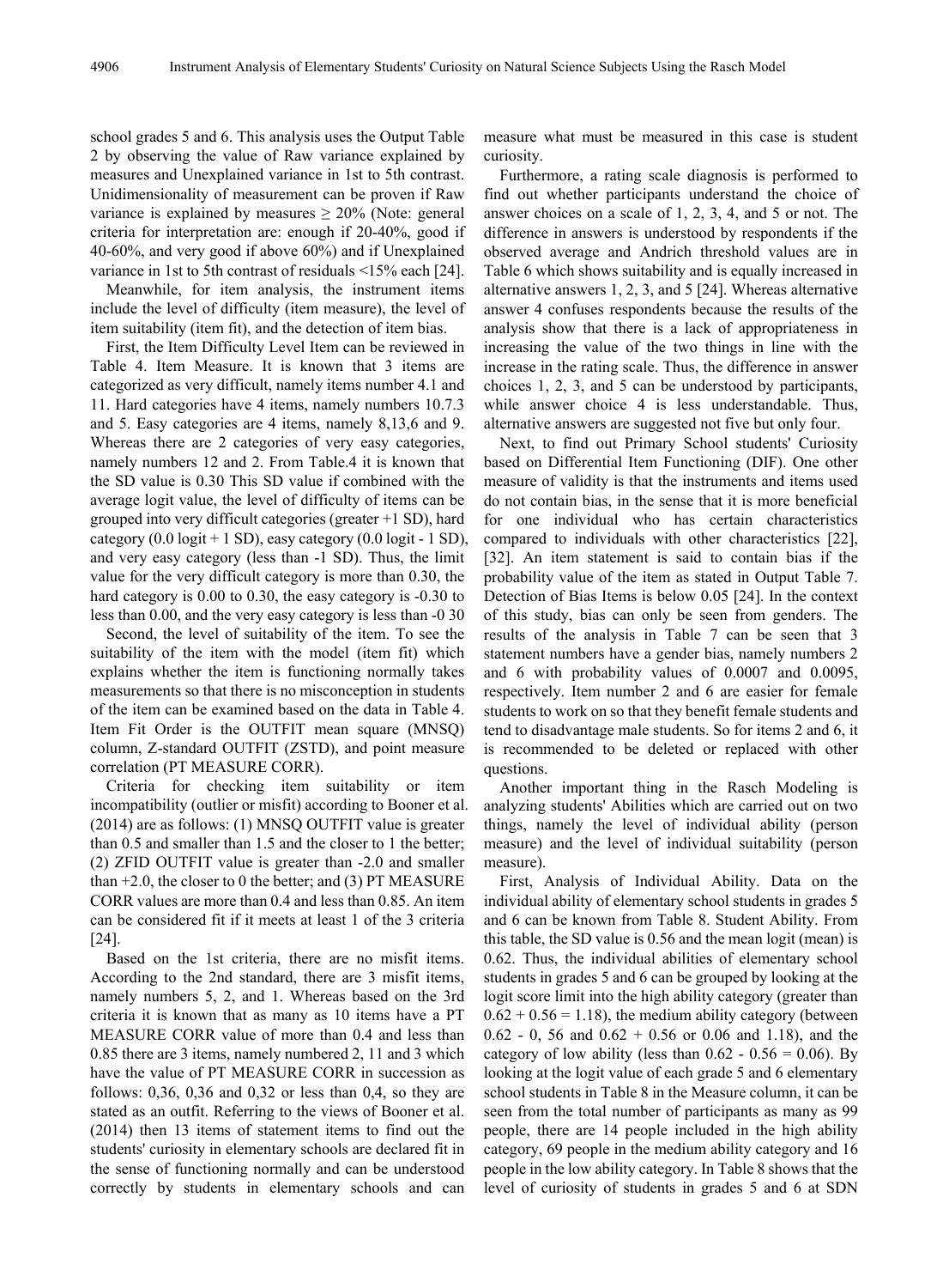school grades 5 and 6. This analysis uses the Output Table 2 by observing the value of Raw variance explained by measures and Unexplained variance in 1st to 5th contrast. Unidimensionality of measurement can be proven if Raw variance is explained by measures ≥ 20% (Note: general criteria for interpretation are: enough if 20-40%, good if 40-60%, and very good if above 60%) and if Unexplained variance in 1st to 5th contrast of residuals <15% each [24].

Meanwhile, for item analysis, the instrument items include the level of difficulty (item measure), the level of item suitability (item fit), and the detection of item bias.

First, the Item Difficulty Level Item can be reviewed in Table 4. Item Measure. It is known that 3 items are categorized as very difficult, namely items number 4.1 and 11. Hard categories have 4 items, namely numbers 10.7.3 and 5. Easy categories are 4 items, namely 8,13,6 and 9. Whereas there are 2 categories of very easy categories, namely numbers 12 and 2. From Table.4 it is known that the SD value is 0.30 This SD value if combined with the average logit value, the level of difficulty of items can be grouped into very difficult categories (greater +1 SD), hard category (0.0 logit + 1 SD), easy category (0.0 logit - 1 SD), and very easy category (less than -1 SD). Thus, the limit value for the very difficult category is more than 0.30, the hard category is 0.00 to 0.30, the easy category is -0.30 to less than 0.00, and the very easy category is less than -0 30

Second, the level of suitability of the item. To see the suitability of the item with the model (item fit) which explains whether the item is functioning normally takes measurements so that there is no misconception in students of the item can be examined based on the data in Table 4. Item Fit Order is the OUTFIT mean square (MNSQ) column, Z-standard OUTFIT (ZSTD), and point measure correlation (PT MEASURE CORR).

Criteria for checking item suitability or item incompatibility (outlier or misfit) according to Booner et al. (2014) are as follows: (1) MNSQ OUTFIT value is greater than 0.5 and smaller than 1.5 and the closer to 1 the better; (2) ZFID OUTFIT value is greater than -2.0 and smaller than +2.0, the closer to 0 the better; and (3) PT MEASURE CORR values are more than 0.4 and less than 0.85. An item can be considered fit if it meets at least 1 of the 3 criteria [24].

Based on the 1st criteria, there are no misfit items. According to the 2nd standard, there are 3 misfit items, namely numbers 5, 2, and 1. Whereas based on the 3rd criteria it is known that as many as 10 items have a PT MEASURE CORR value of more than 0.4 and less than 0.85 there are 3 items, namely numbered 2, 11 and 3 which have the value of PT MEASURE CORR in succession as follows: 0,36, 0,36 and 0,32 or less than 0,4, so they are stated as an outfit. Referring to the views of Booner et al. (2014) then 13 items of statement items to find out the students' curiosity in elementary schools are declared fit in the sense of functioning normally and can be understood correctly by students in elementary schools and can measure what must be measured in this case is student curiosity.

Furthermore, a rating scale diagnosis is performed to find out whether participants understand the choice of answer choices on a scale of 1, 2, 3, 4, and 5 or not. The difference in answers is understood by respondents if the observed average and Andrich threshold values are in Table 6 which shows suitability and is equally increased in alternative answers 1, 2, 3, and 5 [24]. Whereas alternative answer 4 confuses respondents because the results of the analysis show that there is a lack of appropriateness in increasing the value of the two things in line with the increase in the rating scale. Thus, the difference in answer choices 1, 2, 3, and 5 can be understood by participants, while answer choice 4 is less understandable. Thus, alternative answers are suggested not five but only four.

Next, to find out Primary School students' Curiosity based on Differential Item Functioning (DIF). One other measure of validity is that the instruments and items used do not contain bias, in the sense that it is more beneficial for one individual who has certain characteristics compared to individuals with other characteristics [22], [32]. An item statement is said to contain bias if the probability value of the item as stated in Output Table 7. Detection of Bias Items is below 0.05 [24]. In the context of this study, bias can only be seen from genders. The results of the analysis in Table 7 can be seen that 3 statement numbers have a gender bias, namely numbers 2 and 6 with probability values of 0.0007 and 0.0095, respectively. Item number 2 and 6 are easier for female students to work on so that they benefit female students and tend to disadvantage male students. So for items 2 and 6, it is recommended to be deleted or replaced with other questions.

Another important thing in the Rasch Modeling is analyzing students' Abilities which are carried out on two things, namely the level of individual ability (person measure) and the level of individual suitability (person measure).

First, Analysis of Individual Ability. Data on the individual ability of elementary school students in grades 5 and 6 can be known from Table 8. Student Ability. From this table, the SD value is 0.56 and the mean logit (mean) is 0.62. Thus, the individual abilities of elementary school students in grades 5 and 6 can be grouped by looking at the logit score limit into the high ability category (greater than 0.62 + 0.56 = 1.18), the medium ability category (between 0.62 - 0, 56 and 0.62 + 0.56 or 0.06 and 1.18), and the category of low ability (less than 0.62 - 0.56 = 0.06). By looking at the logit value of each grade 5 and 6 elementary school students in Table 8 in the Measure column, it can be seen from the total number of participants as many as 99 people, there are 14 people included in the high ability category, 69 people in the medium ability category and 16 people in the low ability category. In Table 8 shows that the level of curiosity of students in grades 5 and 6 at SDN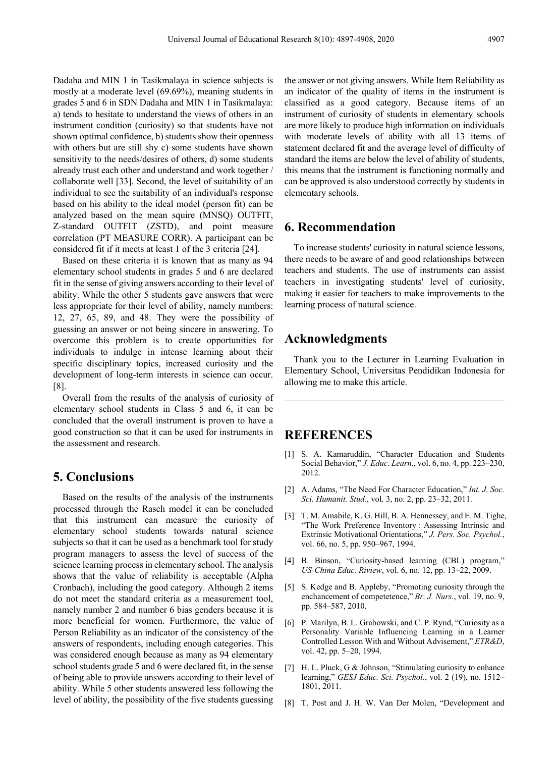Dadaha and MIN 1 in Tasikmalaya in science subjects is mostly at a moderate level (69.69%), meaning students in grades 5 and 6 in SDN Dadaha and MIN 1 in Tasikmalaya: a) tends to hesitate to understand the views of others in an instrument condition (curiosity) so that students have not shown optimal confidence, b) students show their openness with others but are still shy c) some students have shown sensitivity to the needs/desires of others, d) some students already trust each other and understand and work together / collaborate well [33]. Second, the level of suitability of an individual to see the suitability of an individual's response based on his ability to the ideal model (person fit) can be analyzed based on the mean squire (MNSQ) OUTFIT, Z-standard OUTFIT (ZSTD), and point measure correlation (PT MEASURE CORR). A participant can be considered fit if it meets at least 1 of the 3 criteria [24].

Based on these criteria it is known that as many as 94 elementary school students in grades 5 and 6 are declared fit in the sense of giving answers according to their level of ability. While the other 5 students gave answers that were less appropriate for their level of ability, namely numbers: 12, 27, 65, 89, and 48. They were the possibility of guessing an answer or not being sincere in answering. To overcome this problem is to create opportunities for individuals to indulge in intense learning about their specific disciplinary topics, increased curiosity and the development of long-term interests in science can occur. [8].

Overall from the results of the analysis of curiosity of elementary school students in Class 5 and 6, it can be concluded that the overall instrument is proven to have a good construction so that it can be used for instruments in the assessment and research.

# 5. Conclusions

Based on the results of the analysis of the instruments processed through the Rasch model it can be concluded that this instrument can measure the curiosity of elementary school students towards natural science subjects so that it can be used as a benchmark tool for study program managers to assess the level of success of the science learning process in elementary school. The analysis shows that the value of reliability is acceptable (Alpha Cronbach), including the good category. Although 2 items do not meet the standard criteria as a measurement tool, namely number 2 and number 6 bias genders because it is more beneficial for women. Furthermore, the value of Person Reliability as an indicator of the consistency of the answers of respondents, including enough categories. This was considered enough because as many as 94 elementary school students grade 5 and 6 were declared fit, in the sense of being able to provide answers according to their level of ability. While 5 other students answered less following the level of ability, the possibility of the five students guessing the answer or not giving answers. While Item Reliability as an indicator of the quality of items in the instrument is classified as a good category. Because items of an instrument of curiosity of students in elementary schools are more likely to produce high information on individuals with moderate levels of ability with all 13 items of statement declared fit and the average level of difficulty of standard the items are below the level of ability of students, this means that the instrument is functioning normally and can be approved is also understood correctly by students in elementary schools.

# 6. Recommendation

To increase students' curiosity in natural science lessons, there needs to be aware of and good relationships between teachers and students. The use of instruments can assist teachers in investigating students' level of curiosity, making it easier for teachers to make improvements to the learning process of natural science.

# Acknowledgments

Thank you to the Lecturer in Learning Evaluation in Elementary School, Universitas Pendidikan Indonesia for allowing me to make this article.

# REFERENCES

[1] S. A. Kamaruddin, "Character Education and Students Social Behavior," *J. Educ. Learn.*, vol. 6, no. 4, pp. 223–230, 2012.

[2] A. Adams, "The Need For Character Education," *Int. J. Soc. Sci. Humanit. Stud.*, vol. 3, no. 2, pp. 23–32, 2011.

[3] T. M. Amabile, K. G. Hill, B. A. Hennessey, and E. M. Tighe, "The Work Preference Inventory : Assessing Intrinsic and Extrinsic Motivational Orientations," *J. Pers. Soc. Psychol.*, vol. 66, no. 5, pp. 950–967, 1994.

[4] B. Binson, "Curiosity-based learning (CBL) program," *US-China Educ. Riview*, vol. 6, no. 12, pp. 13–22, 2009.

[5] S. Kedge and B. Appleby, "Promoting curiosity through the enchancement of competetence," *Br. J. Nurs.*, vol. 19, no. 9, pp. 584–587, 2010.

[6] P. Marilyn, B. L. Grabowski, and C. P. Rynd, "Curiosity as a Personality Variable Influencing Learning in a Learner Controlled Lesson With and Without Advisement," *ETR&D*, vol. 42, pp. 5–20, 1994.

[7] H. L. Pluck, G & Johnson, "Stimulating curiosity to enhance learning," *GESJ Educ. Sci. Psychol.*, vol. 2 (19), no. 1512–1801, 2011.

[8] T. Post and J. H. W. Van Der Molen, "Development and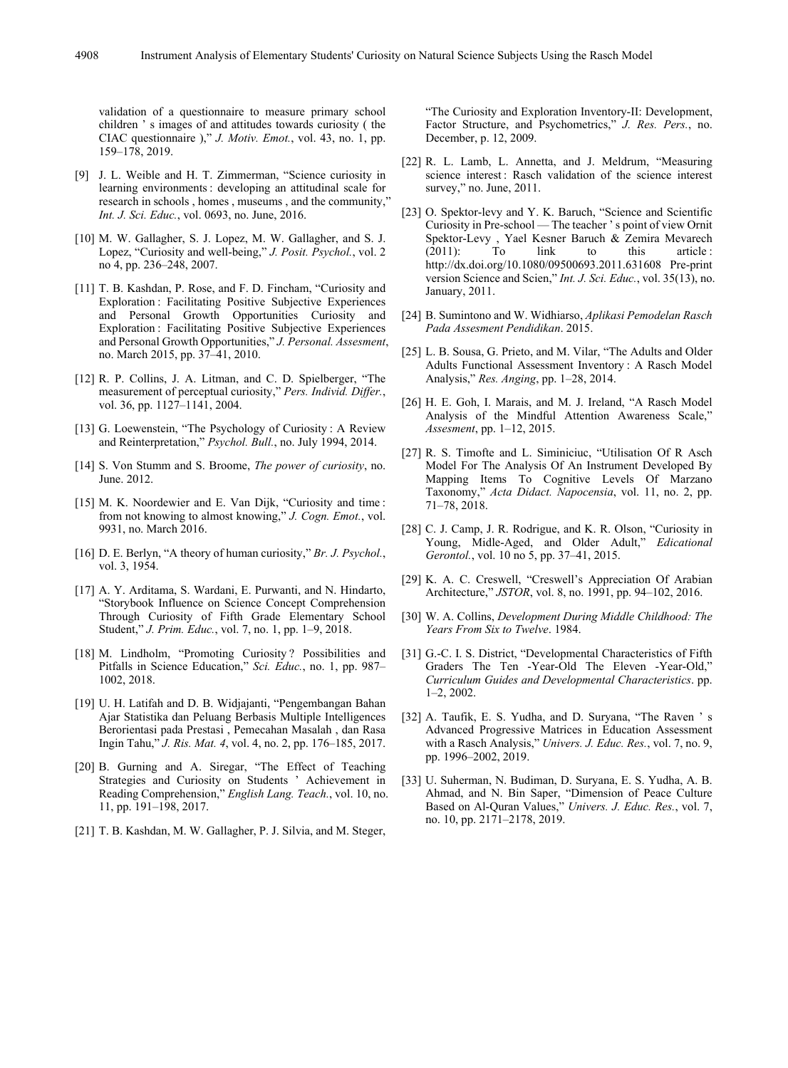validation of a questionnaire to measure primary school children ' s images of and attitudes towards curiosity ( the CIAC questionnaire )," *J. Motiv. Emot.*, vol. 43, no. 1, pp. 159–178, 2019.

[9] J. L. Weible and H. T. Zimmerman, "Science curiosity in learning environments : developing an attitudinal scale for research in schools , homes , museums , and the community," *Int. J. Sci. Educ.*, vol. 0693, no. June, 2016.

[10] M. W. Gallagher, S. J. Lopez, M. W. Gallagher, and S. J. Lopez, "Curiosity and well-being," *J. Posit. Psychol.*, vol. 2 no 4, pp. 236–248, 2007.

[11] T. B. Kashdan, P. Rose, and F. D. Fincham, "Curiosity and Exploration : Facilitating Positive Subjective Experiences and Personal Growth Opportunities Curiosity and Exploration : Facilitating Positive Subjective Experiences and Personal Growth Opportunities," *J. Personal. Assesment*, no. March 2015, pp. 37–41, 2010.

[12] R. P. Collins, J. A. Litman, and C. D. Spielberger, "The measurement of perceptual curiosity," *Pers. Individ. Differ.*, vol. 36, pp. 1127–1141, 2004.

[13] G. Loewenstein, "The Psychology of Curiosity : A Review and Reinterpretation," *Psychol. Bull.*, no. July 1994, 2014.

[14] S. Von Stumm and S. Broome, *The power of curiosity*, no. June. 2012.

[15] M. K. Noordewier and E. Van Dijk, "Curiosity and time : from not knowing to almost knowing," *J. Cogn. Emot.*, vol. 9931, no. March 2016.

[16] D. E. Berlyn, "A theory of human curiosity," *Br. J. Psychol.*, vol. 3, 1954.

[17] A. Y. Arditama, S. Wardani, E. Purwanti, and N. Hindarto, "Storybook Influence on Science Concept Comprehension Through Curiosity of Fifth Grade Elementary School Student," *J. Prim. Educ.*, vol. 7, no. 1, pp. 1–9, 2018.

[18] M. Lindholm, "Promoting Curiosity ? Possibilities and Pitfalls in Science Education," *Sci. Educ.*, no. 1, pp. 987–1002, 2018.

[19] U. H. Latifah and D. B. Widjajanti, "Pengembangan Bahan Ajar Statistika dan Peluang Berbasis Multiple Intelligences Berorientasi pada Prestasi , Pemecahan Masalah , dan Rasa Ingin Tahu," *J. Ris. Mat. 4*, vol. 4, no. 2, pp. 176–185, 2017.

[20] B. Gurning and A. Siregar, "The Effect of Teaching Strategies and Curiosity on Students ' Achievement in Reading Comprehension," *English Lang. Teach.*, vol. 10, no. 11, pp. 191–198, 2017.

[21] T. B. Kashdan, M. W. Gallagher, P. J. Silvia, and M. Steger, "The Curiosity and Exploration Inventory-II: Development, Factor Structure, and Psychometrics," *J. Res. Pers.*, no. December, p. 12, 2009.

[22] R. L. Lamb, L. Annetta, and J. Meldrum, "Measuring science interest : Rasch validation of the science interest survey," no. June, 2011.

[23] O. Spektor-levy and Y. K. Baruch, "Science and Scientific Curiosity in Pre-school — The teacher ' s point of view Ornit Spektor-Levy , Yael Kesner Baruch & Zemira Mevarech (2011): To link to this article : http://dx.doi.org/10.1080/09500693.2011.631608 Pre-print version Science and Scien," *Int. J. Sci. Educ.*, vol. 35(13), no. January, 2011.

[24] B. Sumintono and W. Widhiarso, *Aplikasi Pemodelan Rasch Pada Assesment Pendidikan*. 2015.

[25] L. B. Sousa, G. Prieto, and M. Vilar, "The Adults and Older Adults Functional Assessment Inventory : A Rasch Model Analysis," *Res. Anging*, pp. 1–28, 2014.

[26] H. E. Goh, I. Marais, and M. J. Ireland, "A Rasch Model Analysis of the Mindful Attention Awareness Scale," *Assesment*, pp. 1–12, 2015.

[27] R. S. Timofte and L. Siminiciuc, "Utilisation Of R Asch Model For The Analysis Of An Instrument Developed By Mapping Items To Cognitive Levels Of Marzano Taxonomy," *Acta Didact. Napocensia*, vol. 11, no. 2, pp. 71–78, 2018.

[28] C. J. Camp, J. R. Rodrigue, and K. R. Olson, "Curiosity in Young, Midle-Aged, and Older Adult," *Edicational Gerontol.*, vol. 10 no 5, pp. 37–41, 2015.

[29] K. A. C. Creswell, "Creswell's Appreciation Of Arabian Architecture," *JSTOR*, vol. 8, no. 1991, pp. 94–102, 2016.

[30] W. A. Collins, *Development During Middle Childhood: The Years From Six to Twelve*. 1984.

[31] G.-C. I. S. District, "Developmental Characteristics of Fifth Graders The Ten -Year-Old The Eleven -Year-Old," *Curriculum Guides and Developmental Characteristics*. pp. 1–2, 2002.

[32] A. Taufik, E. S. Yudha, and D. Suryana, "The Raven ' s Advanced Progressive Matrices in Education Assessment with a Rasch Analysis," *Univers. J. Educ. Res.*, vol. 7, no. 9, pp. 1996–2002, 2019.

[33] U. Suherman, N. Budiman, D. Suryana, E. S. Yudha, A. B. Ahmad, and N. Bin Saper, "Dimension of Peace Culture Based on Al-Quran Values," *Univers. J. Educ. Res.*, vol. 7, no. 10, pp. 2171–2178, 2019.